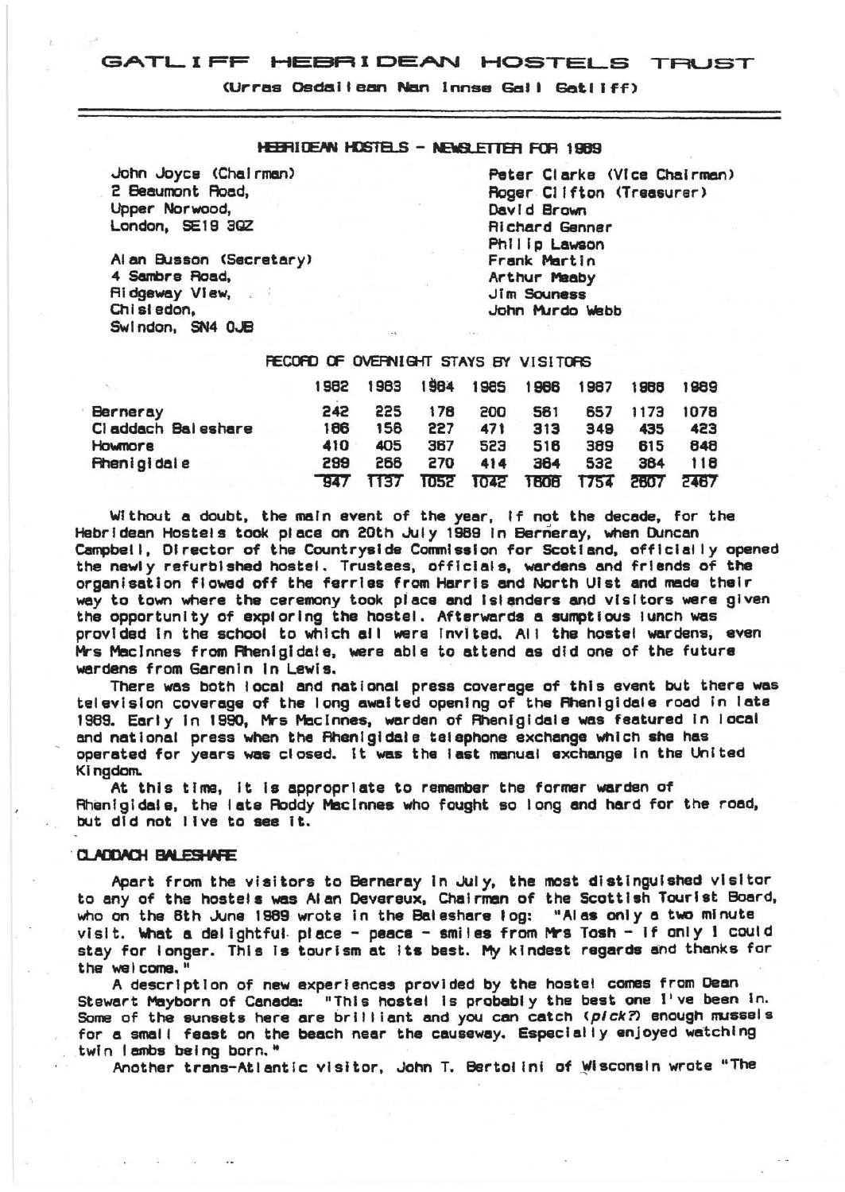# GATLIFF HEBRIDEAN HOSTELS TRUST

(Urras Osdailean Nan Innse Gall Gatliff)

## HEBRIDEAN HOSTELS - NEWSLETTER FOR 1989

John Joyce (Chairman)
2 Beaumont Road,
Upper Norwood,
London, SE19 3QZ

Alan Busson (Secretary)
4 Sambre Road,
Ridgeway View,
Chiseldon,
Swindon, SN4 0JB

Peter Clarke (Vice Chairman)
Roger Clifton (Treasurer)
David Brown
Richard Genner
Philip Lawson
Frank Martin
Arthur Meaby
Jim Souness
John Murdo Webb

### RECORD OF OVERNIGHT STAYS BY VISITORS

| | 1982 | 1983 | 1984 | 1985 | 1986 | 1987 | 1988 | 1989 |
|---|---|---|---|---|---|---|---|---|
| Berneray | 242 | 225 | 178 | 200 | 581 | 657 | 1173 | 1078 |
| Claddach Baleshare | 186 | 158 | 227 | 471 | 313 | 349 | 435 | 423 |
| Howmore | 410 | 405 | 387 | 523 | 516 | 389 | 815 | 848 |
| Rhenigidale | 289 | 266 | 270 | 414 | 384 | 532 | 384 | 118 |
| | 947 | 1137 | 1052 | 1042 | 1808 | 1754 | 2807 | 2467 |

Without a doubt, the main event of the year, if not the decade, for the Hebridean Hostels took place on 20th July 1989 in Berneray, when Duncan Campbell, Director of the Countryside Commission for Scotland, officially opened the newly refurbished hostel. Trustees, officials, wardens and friends of the organisation flowed off the ferries from Harris and North Uist and made their way to town where the ceremony took place and Islanders and visitors were given the opportunity of exploring the hostel. Afterwards a sumptious lunch was provided in the school to which all were invited. All the hostel wardens, even Mrs MacInnes from Rhenigidale, were able to attend as did one of the future wardens from Garenin in Lewis.

There was both local and national press coverage of this event but there was television coverage of the long awaited opening of the Rhenigidale road in late 1989. Early in 1990, Mrs MacInnes, warden of Rhenigidale was featured in local and national press when the Rhenigidale telephone exchange which she has operated for years was closed. It was the last manual exchange in the United Kingdom.

At this time, it is appropriate to remember the former warden of Rhenigidale, the late Roddy MacInnes who fought so long and hard for the road, but did not live to see it.

### CLADDACH BALESHARE

Apart from the visitors to Berneray in July, the most distinguished visitor to any of the hostels was Alan Devereux, Chairman of the Scottish Tourist Board, who on the 8th June 1989 wrote in the Baleshare log: "Alas only a two minute visit. What a delightful place - peace - smiles from Mrs Tosh - if only I could stay for longer. This is tourism at its best. My kindest regards and thanks for the welcome."

A description of new experiences provided by the hostel comes from Dean Stewart Mayborn of Canada: "This hostel is probably the best one I've been in. Some of the sunsets here are brilliant and you can catch (*pick?*) enough mussels for a small feast on the beach near the causeway. Especially enjoyed watching twin lambs being born."

Another trans-Atlantic visitor, John T. Bertolini of Wisconsin wrote "The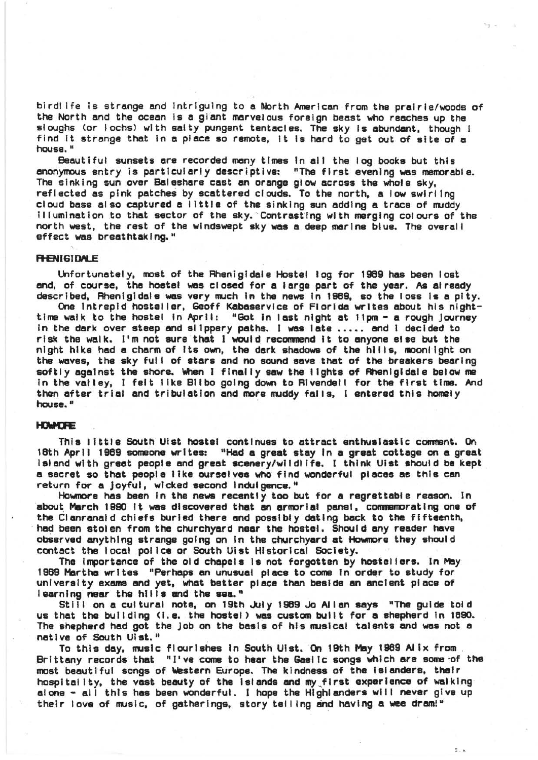birdlife is strange and intriguing to a North American from the prairie/woods of the North and the ocean is a giant marvelous foreign beast who reaches up the sloughs (or lochs) with salty pungent tentacles. The sky is abundant, though I find it strange that in a place so remote, it is hard to get out of site of a house."

Beautiful sunsets are recorded many times in all the log books but this anonymous entry is particularly descriptive: "The first evening was memorable. The sinking sun over Baleshare cast an orange glow across the whole sky, reflected as pink patches by scattered clouds. To the north, a low swirling cloud base also captured a little of the sinking sun adding a trace of muddy illumination to that sector of the sky. Contrasting with merging colours of the north west, the rest of the windswept sky was a deep marine blue. The overall effect was breathtaking."

## RHENIGIDALE

Unfortunately, most of the Rhenigidale Hostel log for 1989 has been lost and, of course, the hostel was closed for a large part of the year. As already described, Rhenigidale was very much in the news in 1989, so the loss is a pity.

One intrepid hosteller, Geoff Kabaservice of Florida writes about his night-time walk to the hostel in April: "Got in last night at 11pm - a rough journey in the dark over steep and slippery paths. I was late ..... and I decided to risk the walk. I'm not sure that I would recommend it to anyone else but the night hike had a charm of its own, the dark shadows of the hills, moonlight on the waves, the sky full of stars and no sound save that of the breakers bearing softly against the shore. When I finally saw the lights of Rhenigidale below me in the valley, I felt like Bilbo going down to Rivendell for the first time. And then after trial and tribulation and more muddy falls, I entered this homely house."

## HOWMORE

This little South Uist hostel continues to attract enthusiastic comment. On 16th April 1989 someone writes: "Had a great stay in a great cottage on a great island with great people and great scenery/wildlife. I think Uist should be kept a secret so that people like ourselves who find wonderful places as this can return for a joyful, wicked second indulgence."

Howmore has been in the news recently too but for a regrettable reason. In about March 1990 it was discovered that an armorial panel, commemorating one of the Clanranald chiefs buried there and possibly dating back to the fifteenth, had been stolen from the churchyard near the hostel. Should any reader have observed anything strange going on in the churchyard at Howmore they should contact the local police or South Uist Historical Society.

The importance of the old chapels is not forgotten by hostellers. In May 1989 Martha writes "Perhaps an unusual place to come in order to study for university exams and yet, what better place than beside an ancient place of learning near the hills and the sea."

Still on a cultural note, on 19th July 1989 Jo Allan says "The guide told us that the building (i.e. the hostel) was custom built for a shepherd in 1890. The shepherd had got the job on the basis of his musical talents and was not a native of South Uist."

To this day, music flourishes in South Uist. On 19th May 1989 Alix from Brittany records that "I've come to hear the Gaelic songs which are some of the most beautiful songs of Western Europe. The kindness of the islanders, their hospitality, the vast beauty of the islands and my first experience of walking alone - all this has been wonderful. I hope the Highlanders will never give up their love of music, of gatherings, story telling and having a wee dram!"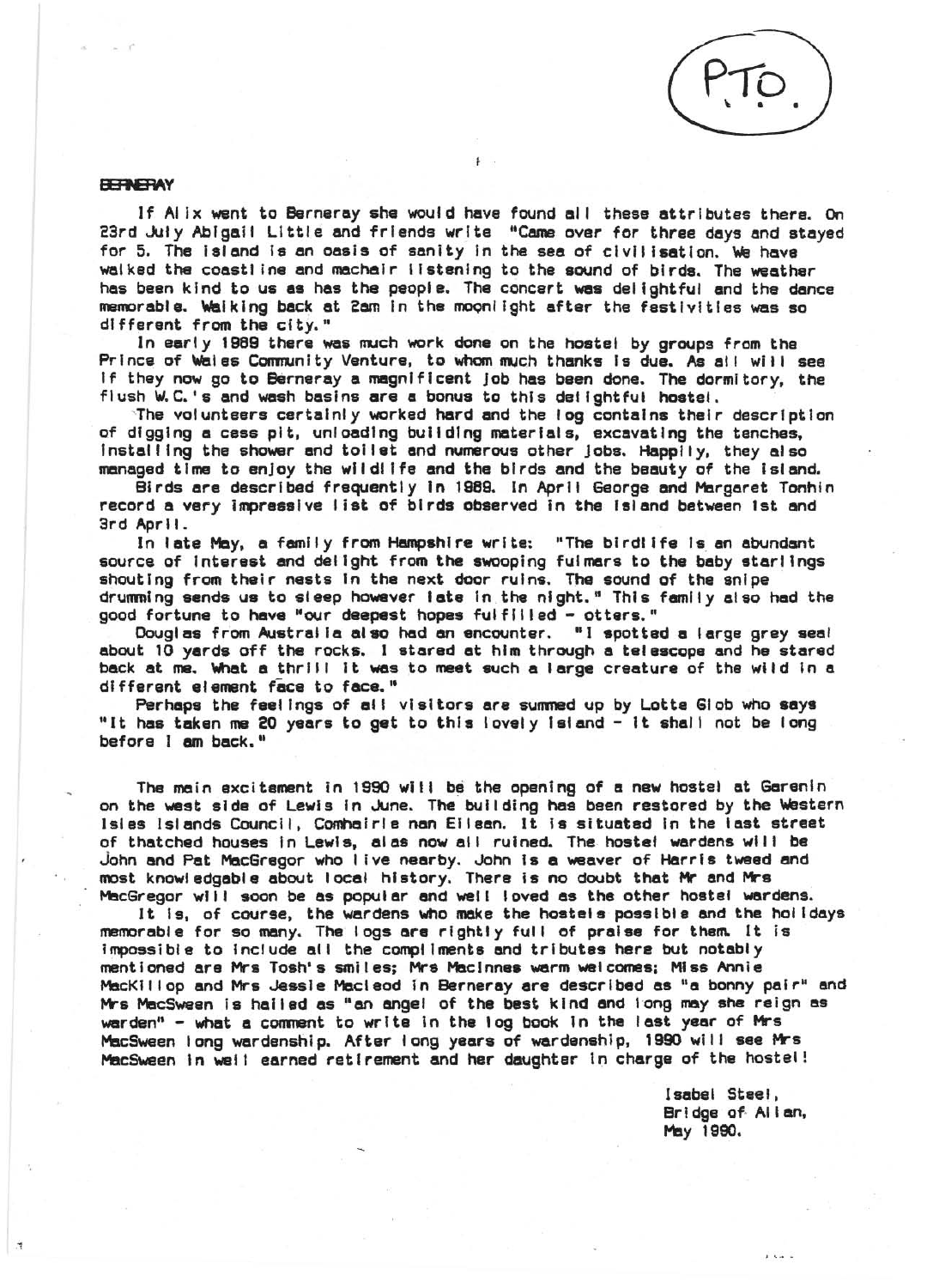PTO.

## BERNERAY

If Alix went to Berneray she would have found all these attributes there. On 23rd July Abigail Little and friends write "Came over for three days and stayed for 5. The island is an oasis of sanity in the sea of civilisation. We have walked the coastline and machair listening to the sound of birds. The weather has been kind to us as has the people. The concert was delightful and the dance memorable. Walking back at 2am in the moonlight after the festivities was so different from the city."

In early 1989 there was much work done on the hostel by groups from the Prince of Wales Community Venture, to whom much thanks is due. As all will see if they now go to Berneray a magnificent job has been done. The dormitory, the flush W.C.'s and wash basins are a bonus to this delightful hostel.

The volunteers certainly worked hard and the log contains their description of digging a cess pit, unloading building materials, excavating the tenches, installing the shower and toilet and numerous other jobs. Happily, they also managed time to enjoy the wildlife and the birds and the beauty of the island.

Birds are described frequently in 1989. In April George and Margaret Tonhin record a very impressive list of birds observed in the island between 1st and 3rd April.

In late May, a family from Hampshire write: "The birdlife is an abundant source of interest and delight from the swooping fulmars to the baby starlings shouting from their nests in the next door ruins. The sound of the snipe drumming sends us to sleep however late in the night." This family also had the good fortune to have "our deepest hopes fulfilled - otters."

Douglas from Australia also had an encounter. "I spotted a large grey seal about 10 yards off the rocks. I stared at him through a telescope and he stared back at me. What a thrill it was to meet such a large creature of the wild in a different element face to face."

Perhaps the feelings of all visitors are summed up by Lotte Glob who says "It has taken me 20 years to get to this lovely island - it shall not be long before I am back."

The main excitement in 1990 will be the opening of a new hostel at Garenin on the west side of Lewis in June. The building has been restored by the Western Isles Islands Council, Comhairle nan Eilean. It is situated in the last street of thatched houses in Lewis, alas now all ruined. The hostel wardens will be John and Pat MacGregor who live nearby. John is a weaver of Harris tweed and most knowledgable about local history. There is no doubt that Mr and Mrs MacGregor will soon be as popular and well loved as the other hostel wardens.

It is, of course, the wardens who make the hostels possible and the holidays memorable for so many. The logs are rightly full of praise for them. It is impossible to include all the compliments and tributes here but notably mentioned are Mrs Tosh's smiles; Mrs MacInnes warm welcomes; Miss Annie MacKillop and Mrs Jessie Macleod in Berneray are described as "a bonny pair" and Mrs MacSween is hailed as "an angel of the best kind and long may she reign as warden" - what a comment to write in the log book in the last year of Mrs MacSween long wardenship. After long years of wardenship, 1990 will see Mrs MacSween in well earned retirement and her daughter in charge of the hostel!

Isabel Steel,
Bridge of Allan,
May 1990.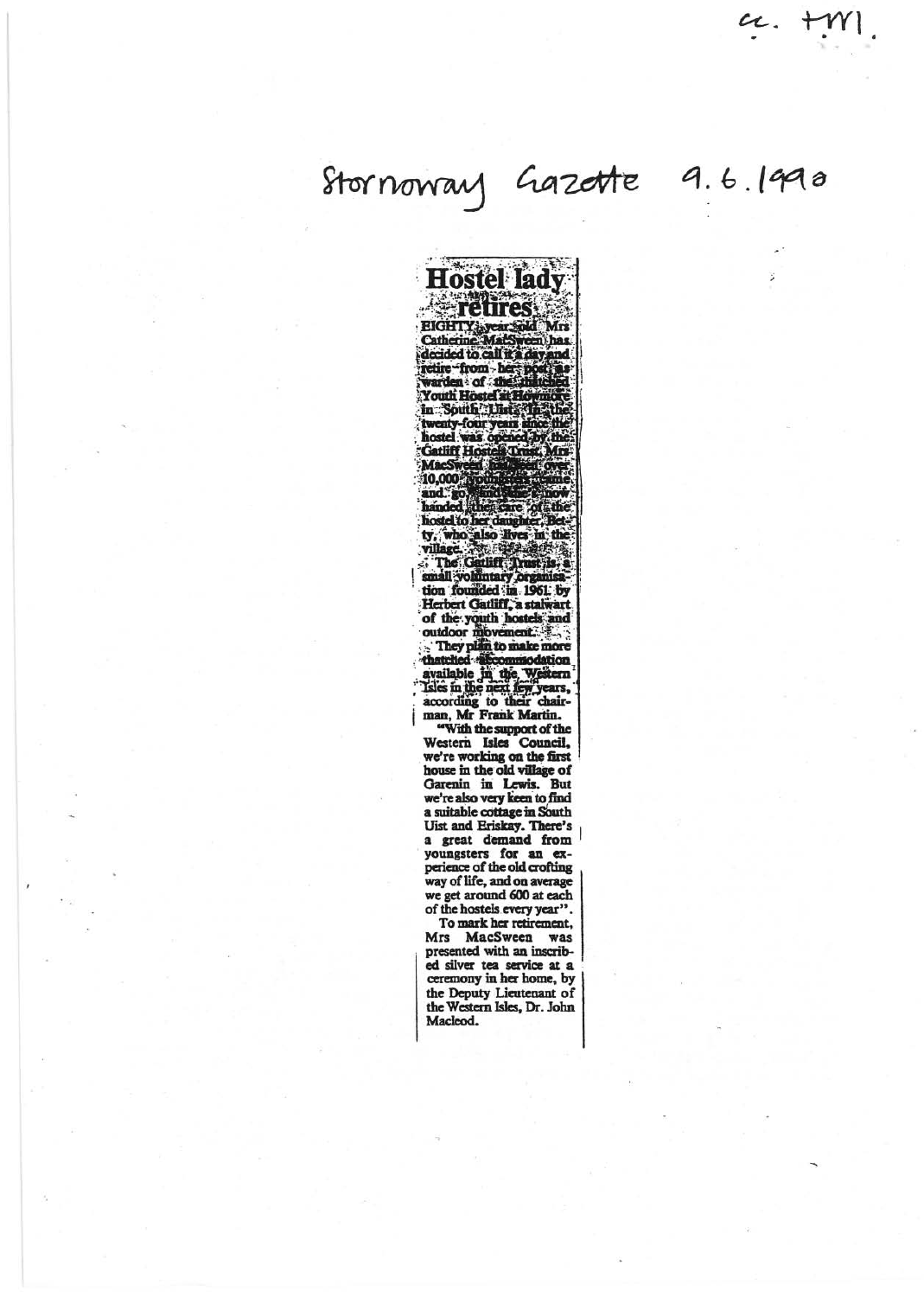cc. TM.

Stornoway Gazette 9.6.1990

# Hostel lady retires

EIGHTY-year-old Mrs Catherine MacSween has decided to call it a day and retire from her post as warden of the thatched Youth Hostel at Howmore in South Uist. In the twenty-four years since the hostel was opened by the Gatliff Hostels Trust, Mrs MacSween has seen over 10,000 youngsters come and go, and she's now handed the care of the hostel to her daughter, Betty, who also lives in the village.

The Gatliff Trust is a small voluntary organisation founded in 1961 by Herbert Gatliff, a stalwart of the youth hostels and outdoor movement.

They plan to make more thatched accommodation available in the Western Isles in the next few years, according to their chairman, Mr Frank Martin.

"With the support of the Western Isles Council, we're working on the first house in the old village of Garenin in Lewis. But we're also very keen to find a suitable cottage in South Uist and Eriskay. There's a great demand from youngsters for an experience of the old crofting way of life, and on average we get around 600 at each of the hostels every year".

To mark her retirement, Mrs MacSween was presented with an inscribed silver tea service at a ceremony in her home, by the Deputy Lieutenant of the Western Isles, Dr. John Macleod.